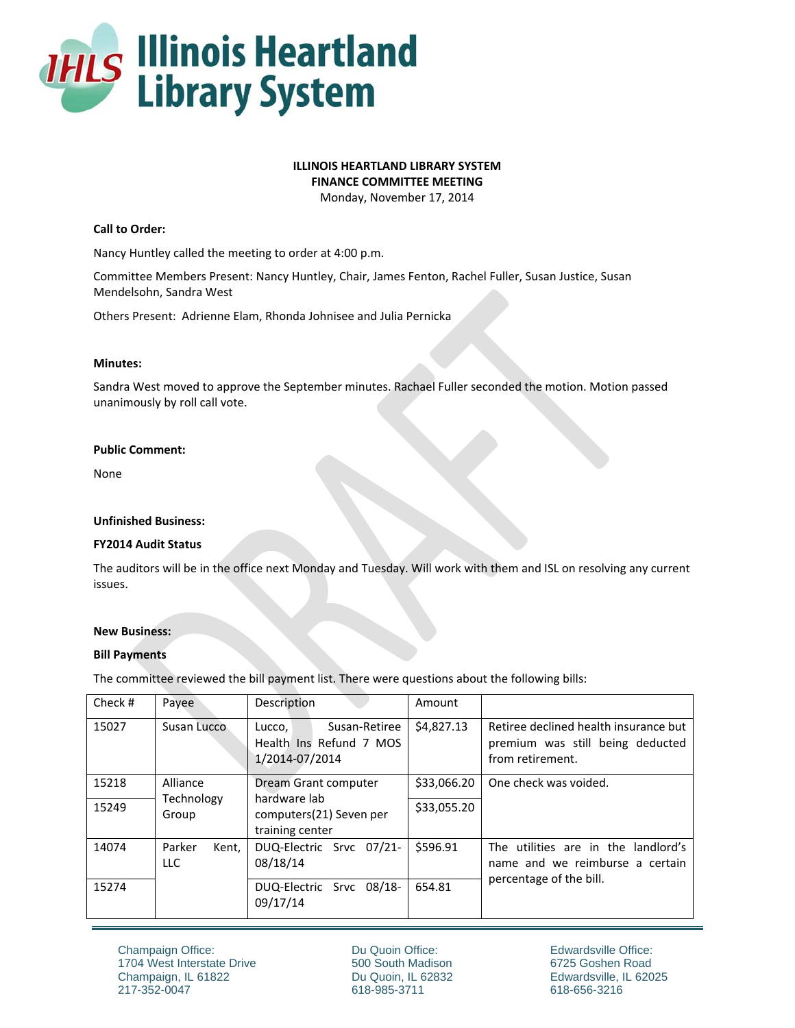**ILLINOIS HEARTLAND LIBRARY SYSTEM**
**FINANCE COMMITTEE MEETING**
Monday, November 17, 2014

**Call to Order:**

Nancy Huntley called the meeting to order at 4:00 p.m.

Committee Members Present: Nancy Huntley, Chair, James Fenton, Rachel Fuller, Susan Justice, Susan Mendelsohn, Sandra West

Others Present: Adrienne Elam, Rhonda Johnisee and Julia Pernicka

**Minutes:**

Sandra West moved to approve the September minutes. Rachael Fuller seconded the motion. Motion passed unanimously by roll call vote.

**Public Comment:**

None

**Unfinished Business:**

**FY2014 Audit Status**

The auditors will be in the office next Monday and Tuesday. Will work with them and ISL on resolving any current issues.

**New Business:**

**Bill Payments**

The committee reviewed the bill payment list. There were questions about the following bills:

| Check # | Payee | Description | Amount | |
|---|---|---|---|---|
| 15027 | Susan Lucco | Lucco, Susan-Retiree Health Ins Refund 7 MOS 1/2014-07/2014 | $4,827.13 | Retiree declined health insurance but premium was still being deducted from retirement. |
| 15218 | Alliance Technology Group | Dream Grant computer hardware lab computers(21) Seven per training center | $33,066.20 | One check was voided. |
| 15249 | | | $33,055.20 | |
| 14074 | Parker Kent, LLC | DUQ-Electric Srvc 07/21-08/18/14 | $596.91 | The utilities are in the landlord's name and we reimburse a certain percentage of the bill. |
| 15274 | | DUQ-Electric Srvc 08/18-09/17/14 | 654.81 | |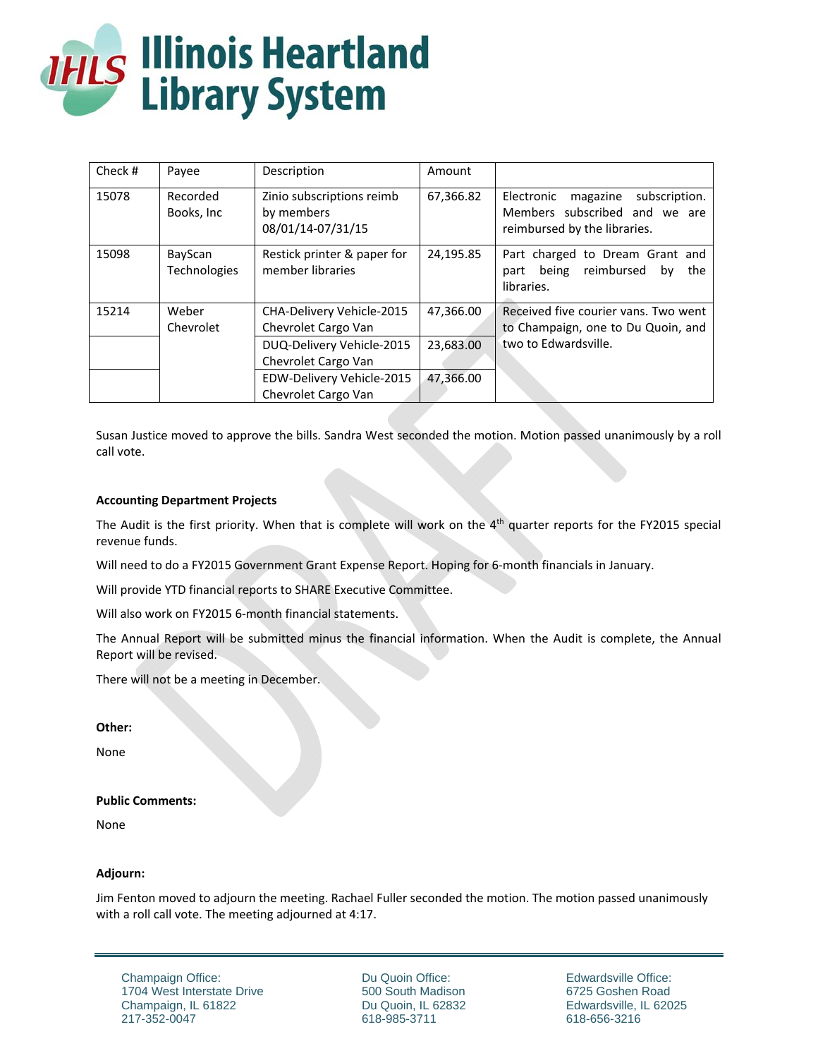| Check # | Payee | Description | Amount | |
|---|---|---|---|---|
| 15078 | Recorded Books, Inc | Zinio subscriptions reimb by members 08/01/14-07/31/15 | 67,366.82 | Electronic magazine subscription. Members subscribed and we are reimbursed by the libraries. |
| 15098 | BayScan Technologies | Restick printer & paper for member libraries | 24,195.85 | Part charged to Dream Grant and part being reimbursed by the libraries. |
| 15214 | Weber Chevrolet | CHA-Delivery Vehicle-2015 Chevrolet Cargo Van | 47,366.00 | Received five courier vans. Two went to Champaign, one to Du Quoin, and two to Edwardsville. |
| | | DUQ-Delivery Vehicle-2015 Chevrolet Cargo Van | 23,683.00 | |
| | | EDW-Delivery Vehicle-2015 Chevrolet Cargo Van | 47,366.00 | |

Susan Justice moved to approve the bills. Sandra West seconded the motion. Motion passed unanimously by a roll call vote.

**Accounting Department Projects**

The Audit is the first priority. When that is complete will work on the 4th quarter reports for the FY2015 special revenue funds.

Will need to do a FY2015 Government Grant Expense Report. Hoping for 6-month financials in January.

Will provide YTD financial reports to SHARE Executive Committee.

Will also work on FY2015 6-month financial statements.

The Annual Report will be submitted minus the financial information. When the Audit is complete, the Annual Report will be revised.

There will not be a meeting in December.

**Other:**

None

**Public Comments:**

None

**Adjourn:**

Jim Fenton moved to adjourn the meeting. Rachael Fuller seconded the motion. The motion passed unanimously with a roll call vote. The meeting adjourned at 4:17.